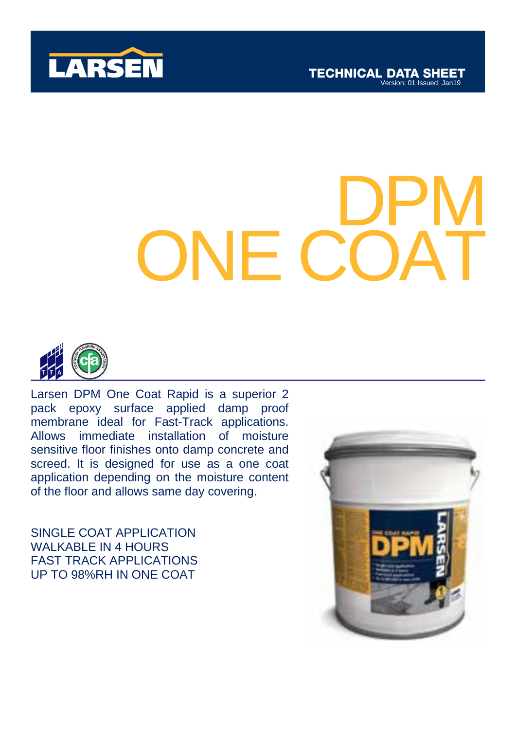LARSEN

TECHNICAL DATA SHEET
Version: 01 Issued: Jan19

# DPM ONE COAT

Larsen DPM One Coat Rapid is a superior 2 pack epoxy surface applied damp proof membrane ideal for Fast-Track applications. Allows immediate installation of moisture sensitive floor finishes onto damp concrete and screed. It is designed for use as a one coat application depending on the moisture content of the floor and allows same day covering.

SINGLE COAT APPLICATION
WALKABLE IN 4 HOURS
FAST TRACK APPLICATIONS
UP TO 98%RH IN ONE COAT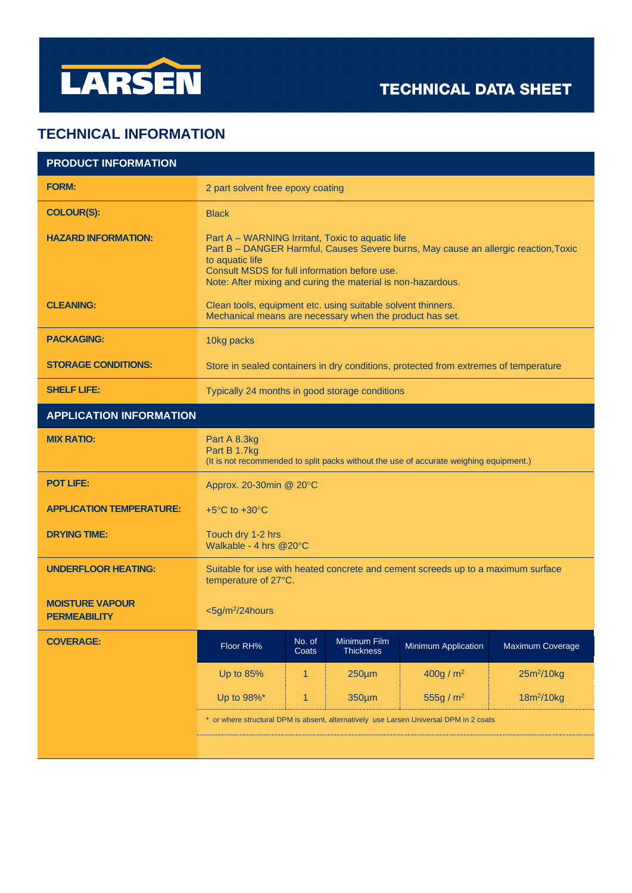# LARSEN

## TECHNICAL DATA SHEET

## TECHNICAL INFORMATION

| PRODUCT INFORMATION | |
|---|---|
| **FORM:** | 2 part solvent free epoxy coating |
| **COLOUR(S):** | Black |
| **HAZARD INFORMATION:** | Part A – WARNING Irritant, Toxic to aquatic life<br>Part B – DANGER Harmful, Causes Severe burns, May cause an allergic reaction,Toxic to aquatic life<br>Consult MSDS for full information before use.<br>Note: After mixing and curing the material is non-hazardous. |
| **CLEANING:** | Clean tools, equipment etc. using suitable solvent thinners.<br>Mechanical means are necessary when the product has set. |
| **PACKAGING:** | 10kg packs |
| **STORAGE CONDITIONS:** | Store in sealed containers in dry conditions, protected from extremes of temperature |
| **SHELF LIFE:** | Typically 24 months in good storage conditions |

| APPLICATION INFORMATION | |
|---|---|
| **MIX RATIO:** | Part A 8.3kg<br>Part B 1.7kg<br>(It is not recommended to split packs without the use of accurate weighing equipment.) |
| **POT LIFE:** | Approx. 20-30min @ 20°C |
| **APPLICATION TEMPERATURE:** | +5°C to +30°C |
| **DRYING TIME:** | Touch dry 1-2 hrs<br>Walkable - 4 hrs @20°C |
| **UNDERFLOOR HEATING:** | Suitable for use with heated concrete and cement screeds up to a maximum surface temperature of 27°C. |
| **MOISTURE VAPOUR PERMEABILITY** | <5g/m$^2$/24hours |

**COVERAGE:**

| Floor RH% | No. of Coats | Minimum Film Thickness | Minimum Application | Maximum Coverage |
|---|---|---|---|---|
| Up to 85% | 1 | 250µm | 400g / m$^2$ | 25m$^2$/10kg |
| Up to 98%* | 1 | 350µm | 555g / m$^2$ | 18m$^2$/10kg |

* or where structural DPM is absent, alternatively use Larsen Universal DPM in 2 coats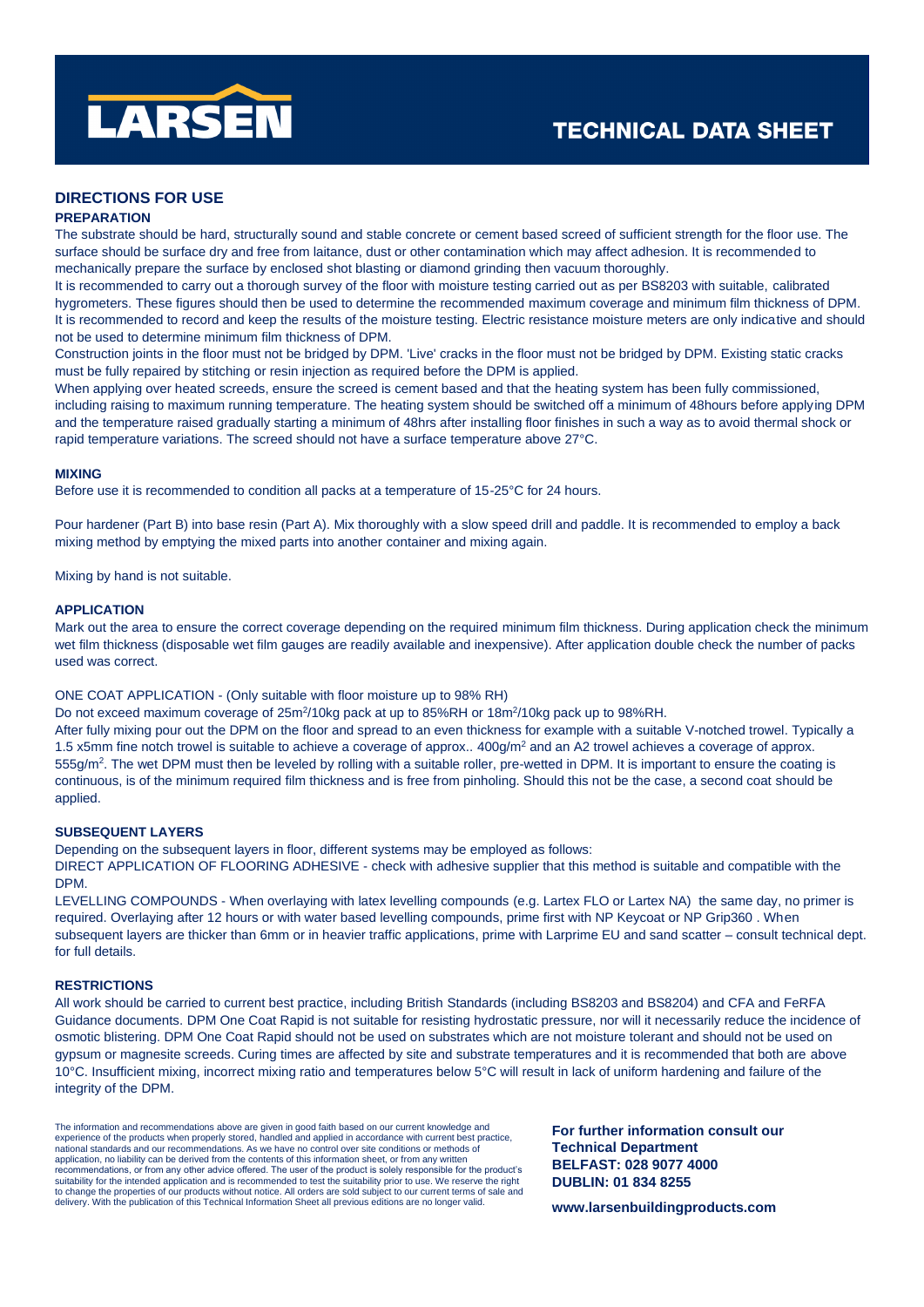# LARSEN

## TECHNICAL DATA SHEET

## DIRECTIONS FOR USE

### PREPARATION

The substrate should be hard, structurally sound and stable concrete or cement based screed of sufficient strength for the floor use. The surface should be surface dry and free from laitance, dust or other contamination which may affect adhesion. It is recommended to mechanically prepare the surface by enclosed shot blasting or diamond grinding then vacuum thoroughly.

It is recommended to carry out a thorough survey of the floor with moisture testing carried out as per BS8203 with suitable, calibrated hygrometers. These figures should then be used to determine the recommended maximum coverage and minimum film thickness of DPM. It is recommended to record and keep the results of the moisture testing. Electric resistance moisture meters are only indicative and should not be used to determine minimum film thickness of DPM.

Construction joints in the floor must not be bridged by DPM. 'Live' cracks in the floor must not be bridged by DPM. Existing static cracks must be fully repaired by stitching or resin injection as required before the DPM is applied.

When applying over heated screeds, ensure the screed is cement based and that the heating system has been fully commissioned, including raising to maximum running temperature. The heating system should be switched off a minimum of 48hours before applying DPM and the temperature raised gradually starting a minimum of 48hrs after installing floor finishes in such a way as to avoid thermal shock or rapid temperature variations. The screed should not have a surface temperature above 27°C.

### MIXING

Before use it is recommended to condition all packs at a temperature of 15-25°C for 24 hours.

Pour hardener (Part B) into base resin (Part A). Mix thoroughly with a slow speed drill and paddle. It is recommended to employ a back mixing method by emptying the mixed parts into another container and mixing again.

Mixing by hand is not suitable.

### APPLICATION

Mark out the area to ensure the correct coverage depending on the required minimum film thickness. During application check the minimum wet film thickness (disposable wet film gauges are readily available and inexpensive). After application double check the number of packs used was correct.

ONE COAT APPLICATION - (Only suitable with floor moisture up to 98% RH)

Do not exceed maximum coverage of 25m²/10kg pack at up to 85%RH or 18m²/10kg pack up to 98%RH.

After fully mixing pour out the DPM on the floor and spread to an even thickness for example with a suitable V-notched trowel. Typically a 1.5 x5mm fine notch trowel is suitable to achieve a coverage of approx.. 400g/m² and an A2 trowel achieves a coverage of approx. 555g/m². The wet DPM must then be leveled by rolling with a suitable roller, pre-wetted in DPM. It is important to ensure the coating is continuous, is of the minimum required film thickness and is free from pinholing. Should this not be the case, a second coat should be applied.

### SUBSEQUENT LAYERS

Depending on the subsequent layers in floor, different systems may be employed as follows:

DIRECT APPLICATION OF FLOORING ADHESIVE - check with adhesive supplier that this method is suitable and compatible with the DPM.

LEVELLING COMPOUNDS - When overlaying with latex levelling compounds (e.g. Lartex FLO or Lartex NA) the same day, no primer is required. Overlaying after 12 hours or with water based levelling compounds, prime first with NP Keycoat or NP Grip360 . When subsequent layers are thicker than 6mm or in heavier traffic applications, prime with Larprime EU and sand scatter – consult technical dept. for full details.

### RESTRICTIONS

All work should be carried to current best practice, including British Standards (including BS8203 and BS8204) and CFA and FeRFA Guidance documents. DPM One Coat Rapid is not suitable for resisting hydrostatic pressure, nor will it necessarily reduce the incidence of osmotic blistering. DPM One Coat Rapid should not be used on substrates which are not moisture tolerant and should not be used on gypsum or magnesite screeds. Curing times are affected by site and substrate temperatures and it is recommended that both are above 10°C. Insufficient mixing, incorrect mixing ratio and temperatures below 5°C will result in lack of uniform hardening and failure of the integrity of the DPM.

The information and recommendations above are given in good faith based on our current knowledge and experience of the products when properly stored, handled and applied in accordance with current best practice, national standards and our recommendations. As we have no control over site conditions or methods of application, no liability can be derived from the contents of this information sheet, or from any written recommendations, or from any other advice offered. The user of the product is solely responsible for the product's suitability for the intended application and is recommended to test the suitability prior to use. We reserve the right to change the properties of our products without notice. All orders are sold subject to our current terms of sale and delivery. With the publication of this Technical Information Sheet all previous editions are no longer valid.

**For further information consult our Technical Department**
**BELFAST: 028 9077 4000**
**DUBLIN: 01 834 8255**

**www.larsenbuildingproducts.com**